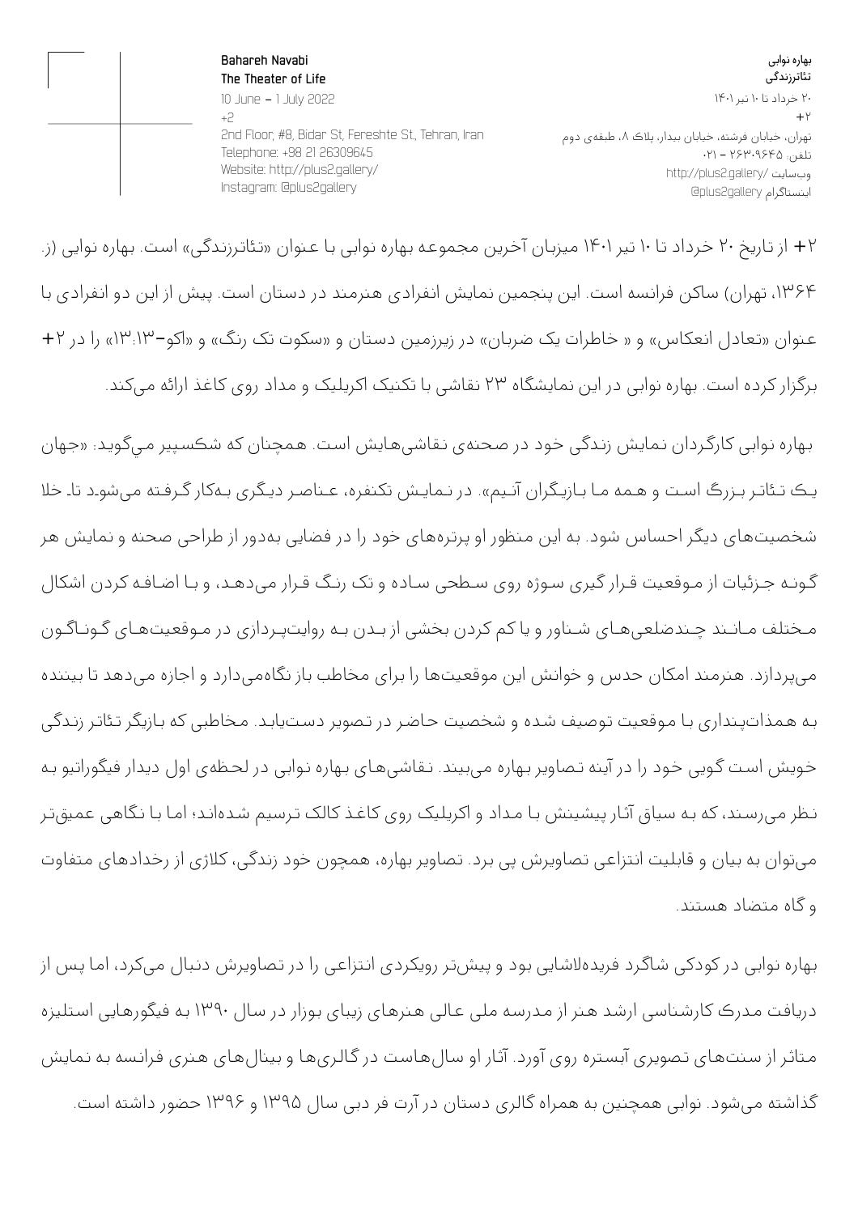**Bahareh Navabi**
**The Theater of Life**
10 June – 1 July 2022
+2
2nd Floor, #8, Bidar St, Fereshte St., Tehran, Iran
Telephone: +98 21 26309645
Website: http://plus2.gallery/
Instagram: @plus2gallery

**بهاره نوابی**
**تئاترزندگی**
۲۰ خرداد تا ۱۰ تیر ۱۴۰۱
+۲
تهران، خیابان فرشته، خیابان بیدار، پلاک ۸، طبقه‌ی دوم
تلفن: ۲۶۳۰۹۶۴۵ – ۰۲۱
وب‌سایت /http://plus2.gallery
اینستاگرام plus2gallery@

+۲ از تاریخ ۲۰ خرداد تا ۱۰ تیر ۱۴۰۱ میزبان آخرین مجموعه بهاره نوابی با عنوان «تئاترزندگی» است. بهاره نوابی (ز. ۱۳۶۴، تهران) ساکن فرانسه است. این پنجمین نمایش انفرادی هنرمند در دستان است. پیش از این دو انفرادی با عنوان «تعادل انعکاس» و « خاطرات یک ضربان» در زیرزمین دستان و «سکوت تک رنگ» و «اکو–۱۳:۱۳» را در +۲ برگزار کرده است. بهاره نوابی در این نمایشگاه ۲۳ نقاشی با تکنیک اکریلیک و مداد روی کاغذ ارائه می‌کند.

بهاره نوابی کارگردان نمایش زندگی خود در صحنه‌ی نقاشی‌هایش است. همچنان که شکسپیر می‌گوید: «جهان یک تئاتر بزرگ است و همه ما بازیگران آنیم». در نمایش تکنفره، عناصر دیگری به‌کار گرفته می‌شود تا خلا شخصیت‌های دیگر احساس شود. به این منظور او پرتره‌های خود را در فضایی به‌دور از طراحی صحنه و نمایش هر گونه جزئیات از موقعیت قرار گیری سوژه روی سطحی ساده و تک رنگ قرار می‌دهد، و با اضافه کردن اشکال مختلف مانند چندضلعی‌های شناور و یا کم کردن بخشی از بدن به روایت‌پردازی در موقعیت‌های گوناگون می‌پردازد. هنرمند امکان حدس و خوانش این موقعیت‌ها را برای مخاطب باز نگاه‌می‌دارد و اجازه می‌دهد تا بیننده به همذات‌پنداری با موقعیت توصیف شده و شخصیت حاضر در تصویر دست‌یابد. مخاطبی که بازیگر تئاتر زندگی خویش است گویی خود را در آینه تصاویر بهاره می‌بیند. نقاشی‌های بهاره نوابی در لحظه‌ی اول دیدار فیگوراتیو به نظر می‌رسند، که به سیاق آثار پیشینش با مداد و اکریلیک روی کاغذ کالک ترسیم شده‌اند؛ اما با نگاهی عمیق‌تر می‌توان به بیان و قابلیت انتزاعی تصاویرش پی برد. تصاویر بهاره، همچون خود زندگی، کلاژی از رخدادهای متفاوت و گاه متضاد هستند.

بهاره نوابی در کودکی شاگرد فریده‌لاشایی بود و پیش‌تر رویکردی انتزاعی را در تصاویرش دنبال می‌کرد، اما پس از دریافت مدرک کارشناسی ارشد هنر از مدرسه ملی عالی هنرهای زیبای بوزار در سال ۱۳۹۰ به فیگورهایی استلیزه متاثر از سنت‌های تصویری آبستره روی آورد. آثار او سال‌هاست در گالری‌ها و بینال‌های هنری فرانسه به نمایش گذاشته می‌شود. نوابی همچنین به همراه گالری دستان در آرت فر دبی سال ۱۳۹۵ و ۱۳۹۶ حضور داشته است.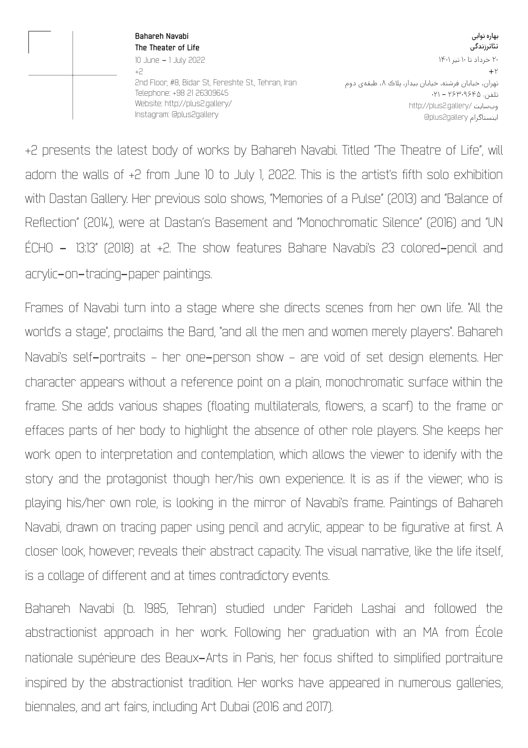**Bahareh Navabi**
**The Theater of Life**
10 June – 1 July 2022
+2
2nd Floor, #8, Bidar St, Fereshte St., Tehran, Iran
Telephone: +98 21 26309645
Website: http://plus2.gallery/
Instagram: @plus2gallery

**بهاره نوابی**
**تئاترزندگی**
۲۰ خرداد تا ۱۰ تیر ۱۴۰۱
+۲
تهران، خیابان فرشته، خیابان بیدار، پلاک ۸، طبقه‌ی دوم
تلفن: ۲۶۳۰۹۶۴۵ – ۰۲۱
وب‌سایت /http://plus2.gallery
اینستاگرام plus2gallery@

+2 presents the latest body of works by Bahareh Navabi. Titled "The Theatre of Life", will adorn the walls of +2 from June 10 to July 1, 2022. This is the artist's fifth solo exhibition with Dastan Gallery. Her previous solo shows, "Memories of a Pulse" (2013) and "Balance of Reflection" (2014), were at Dastan's Basement and "Monochromatic Silence" (2016) and "UN ÉCHO – 13:13" (2018) at +2. The show features Bahare Navabi's 23 colored-pencil and acrylic-on-tracing-paper paintings.

Frames of Navabi turn into a stage where she directs scenes from her own life. "All the world's a stage", proclaims the Bard, "and all the men and women merely players". Bahareh Navabi's self-portraits – her one-person show – are void of set design elements. Her character appears without a reference point on a plain, monochromatic surface within the frame. She adds various shapes (floating multilaterals, flowers, a scarf) to the frame or effaces parts of her body to highlight the absence of other role players. She keeps her work open to interpretation and contemplation, which allows the viewer to idenify with the story and the protagonist though her/his own experience. It is as if the viewer, who is playing his/her own role, is looking in the mirror of Navabi's frame. Paintings of Bahareh Navabi, drawn on tracing paper using pencil and acrylic, appear to be figurative at first. A closer look, however, reveals their abstract capacity. The visual narrative, like the life itself, is a collage of different and at times contradictory events.

Bahareh Navabi (b. 1985, Tehran) studied under Farideh Lashai and followed the abstractionist approach in her work. Following her graduation with an MA from École nationale supérieure des Beaux-Arts in Paris, her focus shifted to simplified portraiture inspired by the abstractionist tradition. Her works have appeared in numerous galleries, biennales, and art fairs, including Art Dubai (2016 and 2017).